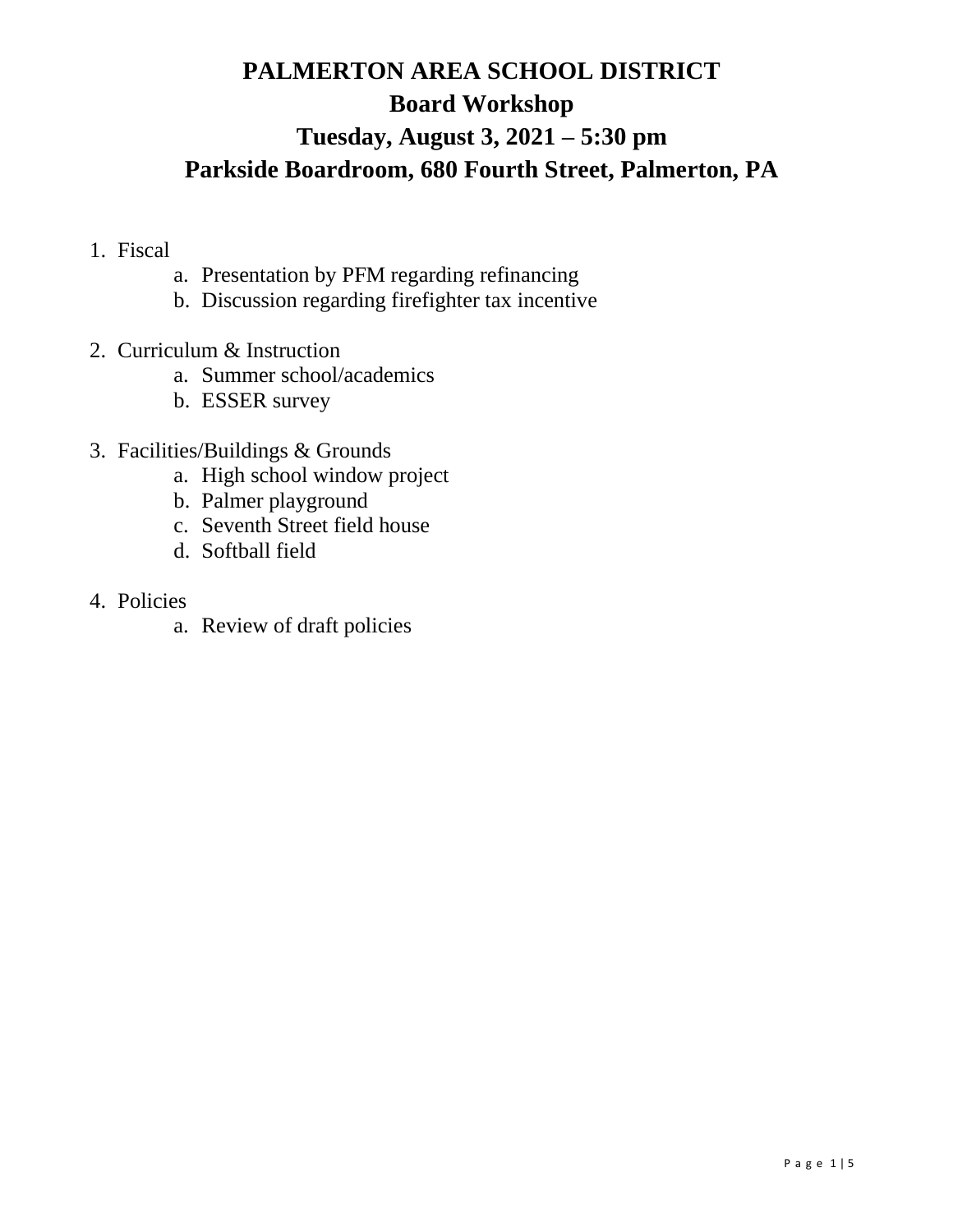# PALMERTON AREA SCHOOL DISTRICT

## Board Workshop

## Tuesday, August 3, 2021 – 5:30 pm

## Parkside Boardroom, 680 Fourth Street, Palmerton, PA

1. Fiscal
    a. Presentation by PFM regarding refinancing
    b. Discussion regarding firefighter tax incentive

2. Curriculum & Instruction
    a. Summer school/academics
    b. ESSER survey

3. Facilities/Buildings & Grounds
    a. High school window project
    b. Palmer playground
    c. Seventh Street field house
    d. Softball field

4. Policies
    a. Review of draft policies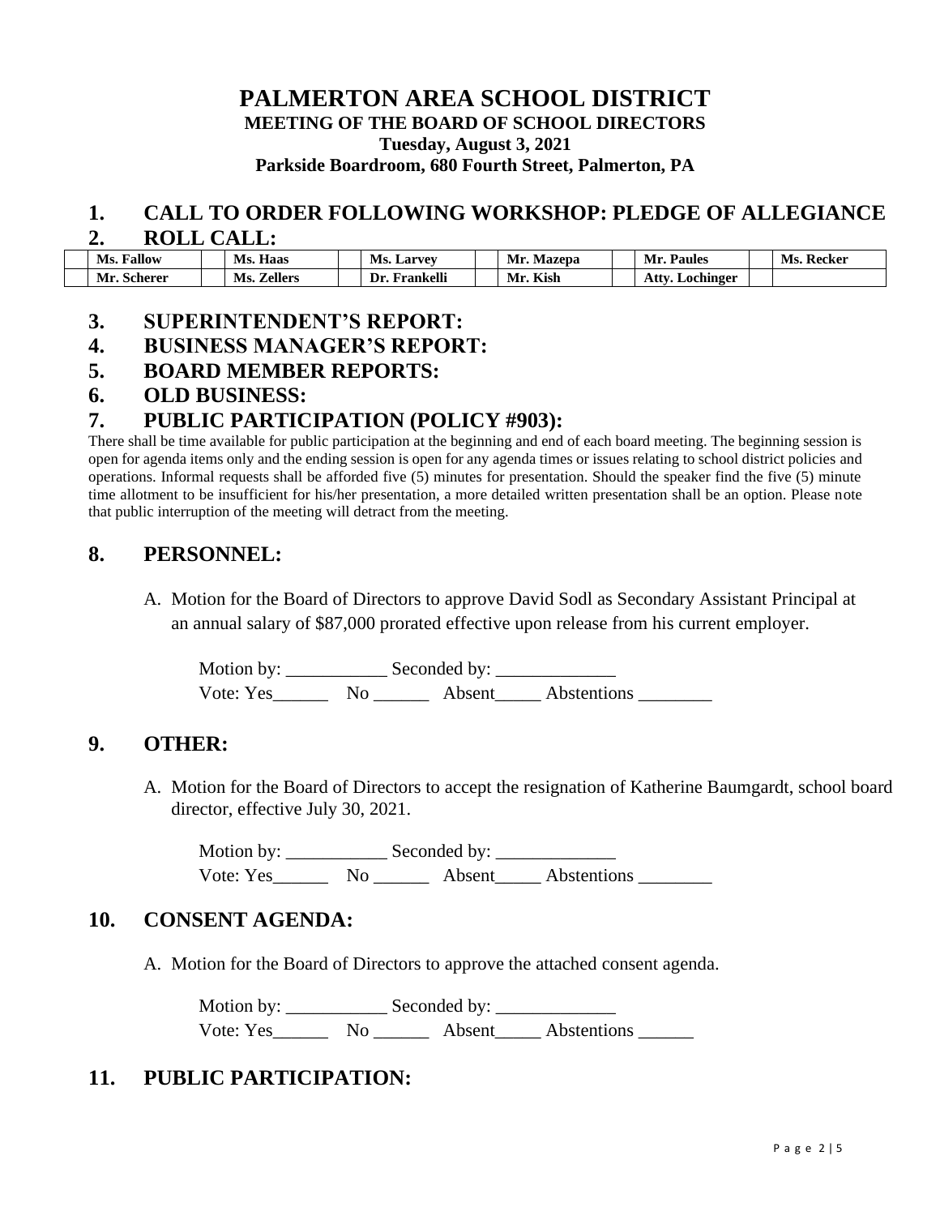# PALMERTON AREA SCHOOL DISTRICT

**MEETING OF THE BOARD OF SCHOOL DIRECTORS**
**Tuesday, August 3, 2021**
**Parkside Boardroom, 680 Fourth Street, Palmerton, PA**

## 1. CALL TO ORDER FOLLOWING WORKSHOP: PLEDGE OF ALLEGIANCE

## 2. ROLL CALL:

| | Ms. Fallow | | Ms. Haas | | Ms. Larvey | | Mr. Mazepa | | Mr. Paules | | Ms. Recker |
|---|---|---|---|---|---|---|---|---|---|---|---|
| | Mr. Scherer | | Ms. Zellers | | Dr. Frankelli | | Mr. Kish | | Atty. Lochinger | | |

## 3. SUPERINTENDENT'S REPORT:

## 4. BUSINESS MANAGER'S REPORT:

## 5. BOARD MEMBER REPORTS:

## 6. OLD BUSINESS:

## 7. PUBLIC PARTICIPATION (POLICY #903):

There shall be time available for public participation at the beginning and end of each board meeting. The beginning session is open for agenda items only and the ending session is open for any agenda times or issues relating to school district policies and operations. Informal requests shall be afforded five (5) minutes for presentation. Should the speaker find the five (5) minute time allotment to be insufficient for his/her presentation, a more detailed written presentation shall be an option. Please note that public interruption of the meeting will detract from the meeting.

## 8. PERSONNEL:

A. Motion for the Board of Directors to approve David Sodl as Secondary Assistant Principal at an annual salary of $87,000 prorated effective upon release from his current employer.

Motion by: ___________ Seconded by: _____________
Vote: Yes______ No ______ Absent_____ Abstentions ________

## 9. OTHER:

A. Motion for the Board of Directors to accept the resignation of Katherine Baumgardt, school board director, effective July 30, 2021.

Motion by: ___________ Seconded by: _____________
Vote: Yes______ No ______ Absent_____ Abstentions ________

## 10. CONSENT AGENDA:

A. Motion for the Board of Directors to approve the attached consent agenda.

Motion by: ___________ Seconded by: _____________
Vote: Yes______ No ______ Absent_____ Abstentions ______

## 11. PUBLIC PARTICIPATION: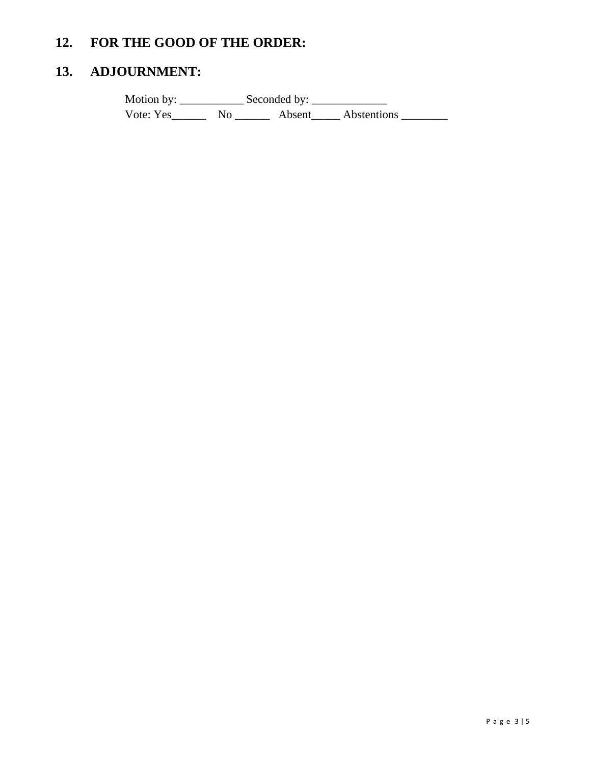## 12. FOR THE GOOD OF THE ORDER:

## 13. ADJOURNMENT:

Motion by: ___________ Seconded by: _____________
Vote: Yes______ No ______ Absent_____ Abstentions ________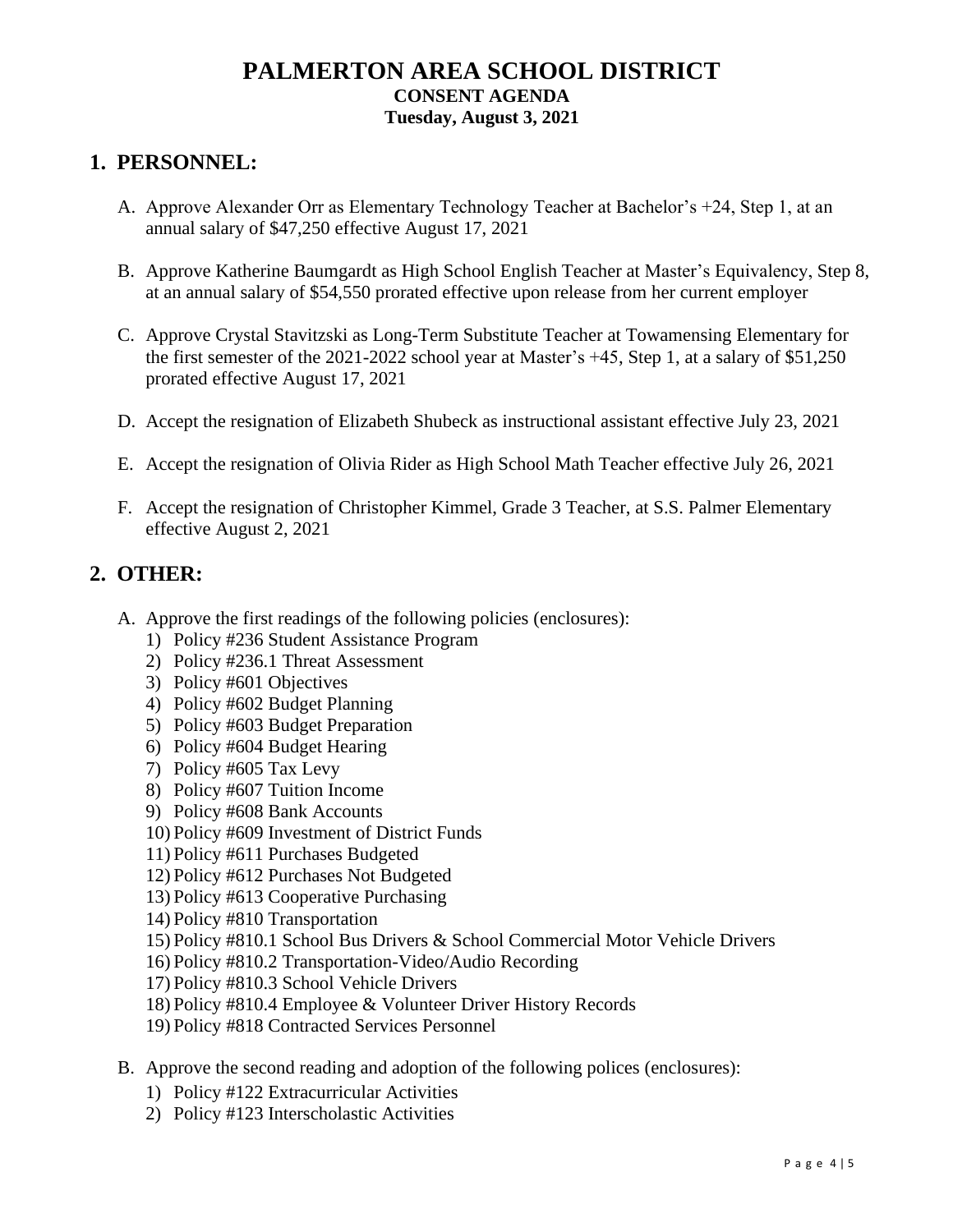# PALMERTON AREA SCHOOL DISTRICT

**CONSENT AGENDA**

**Tuesday, August 3, 2021**

## 1. PERSONNEL:

A. Approve Alexander Orr as Elementary Technology Teacher at Bachelor's +24, Step 1, at an annual salary of $47,250 effective August 17, 2021

B. Approve Katherine Baumgardt as High School English Teacher at Master's Equivalency, Step 8, at an annual salary of $54,550 prorated effective upon release from her current employer

C. Approve Crystal Stavitzski as Long-Term Substitute Teacher at Towamensing Elementary for the first semester of the 2021-2022 school year at Master's +45, Step 1, at a salary of $51,250 prorated effective August 17, 2021

D. Accept the resignation of Elizabeth Shubeck as instructional assistant effective July 23, 2021

E. Accept the resignation of Olivia Rider as High School Math Teacher effective July 26, 2021

F. Accept the resignation of Christopher Kimmel, Grade 3 Teacher, at S.S. Palmer Elementary effective August 2, 2021

## 2. OTHER:

A. Approve the first readings of the following policies (enclosures):
   1) Policy #236 Student Assistance Program
   2) Policy #236.1 Threat Assessment
   3) Policy #601 Objectives
   4) Policy #602 Budget Planning
   5) Policy #603 Budget Preparation
   6) Policy #604 Budget Hearing
   7) Policy #605 Tax Levy
   8) Policy #607 Tuition Income
   9) Policy #608 Bank Accounts
   10) Policy #609 Investment of District Funds
   11) Policy #611 Purchases Budgeted
   12) Policy #612 Purchases Not Budgeted
   13) Policy #613 Cooperative Purchasing
   14) Policy #810 Transportation
   15) Policy #810.1 School Bus Drivers & School Commercial Motor Vehicle Drivers
   16) Policy #810.2 Transportation-Video/Audio Recording
   17) Policy #810.3 School Vehicle Drivers
   18) Policy #810.4 Employee & Volunteer Driver History Records
   19) Policy #818 Contracted Services Personnel

B. Approve the second reading and adoption of the following polices (enclosures):
   1) Policy #122 Extracurricular Activities
   2) Policy #123 Interscholastic Activities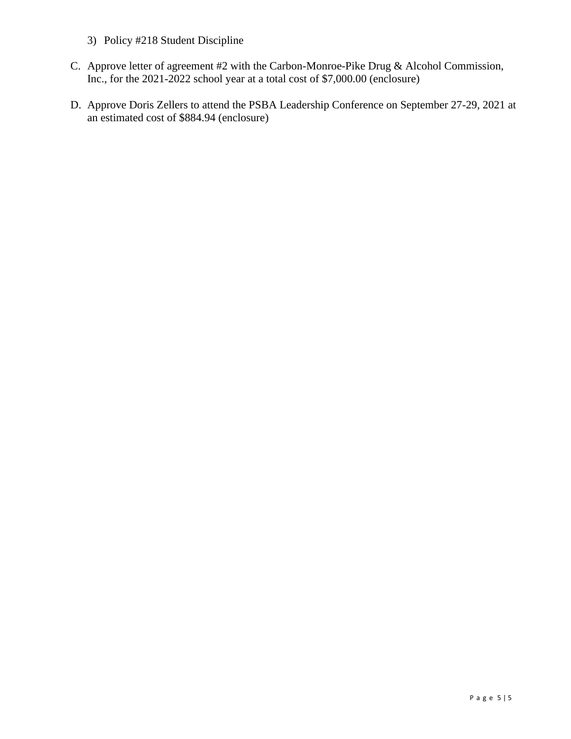3) Policy #218 Student Discipline

C. Approve letter of agreement #2 with the Carbon-Monroe-Pike Drug & Alcohol Commission, Inc., for the 2021-2022 school year at a total cost of $7,000.00 (enclosure)

D. Approve Doris Zellers to attend the PSBA Leadership Conference on September 27-29, 2021 at an estimated cost of $884.94 (enclosure)